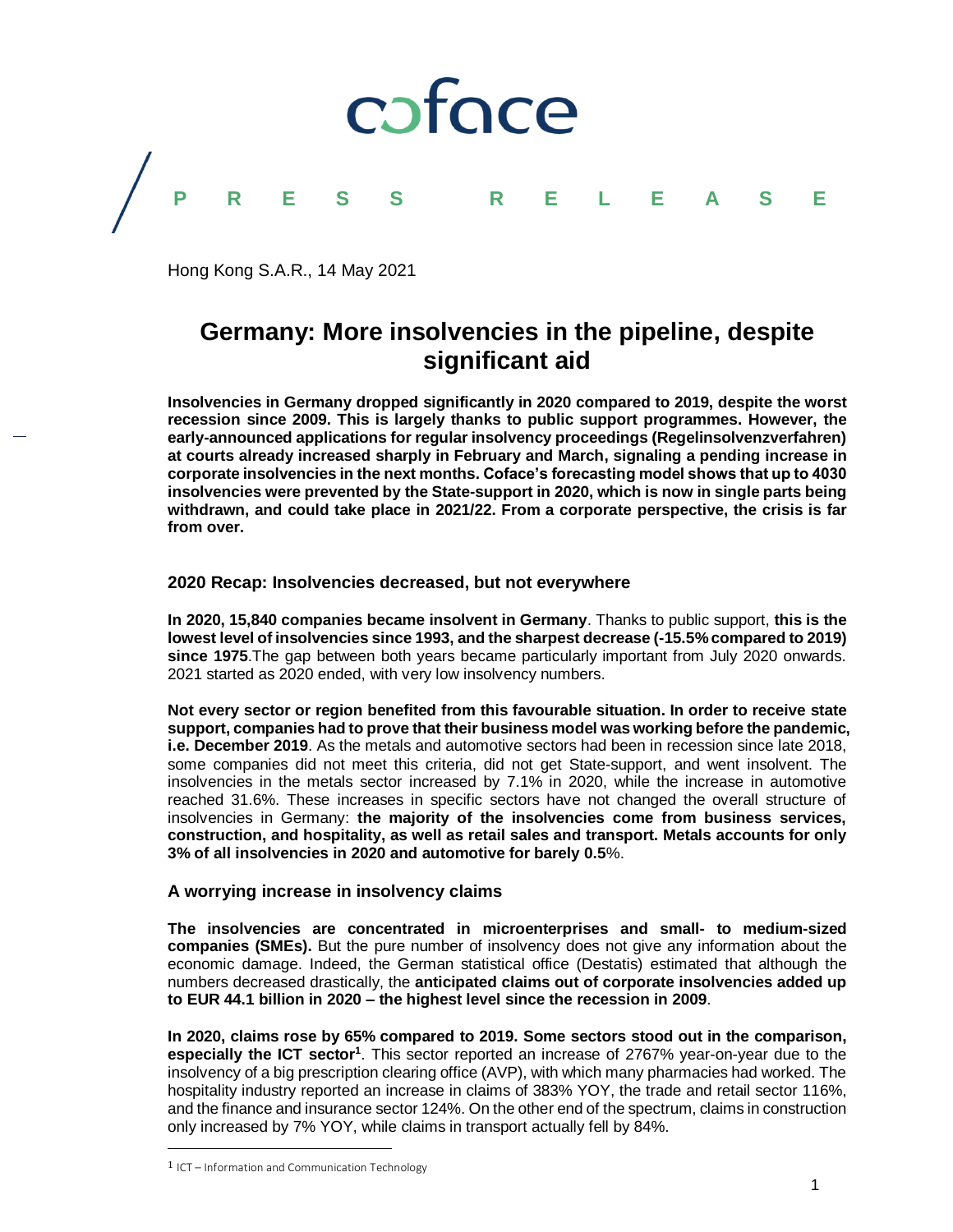coface

PRESS RELEASE

Hong Kong S.A.R., 14 May 2021

# Germany: More insolvencies in the pipeline, despite significant aid

**Insolvencies in Germany dropped significantly in 2020 compared to 2019, despite the worst recession since 2009. This is largely thanks to public support programmes. However, the early-announced applications for regular insolvency proceedings (Regelinsolvenzverfahren) at courts already increased sharply in February and March, signaling a pending increase in corporate insolvencies in the next months. Coface's forecasting model shows that up to 4030 insolvencies were prevented by the State-support in 2020, which is now in single parts being withdrawn, and could take place in 2021/22. From a corporate perspective, the crisis is far from over.**

## 2020 Recap: Insolvencies decreased, but not everywhere

**In 2020, 15,840 companies became insolvent in Germany**. Thanks to public support, **this is the lowest level of insolvencies since 1993, and the sharpest decrease (-15.5% compared to 2019) since 1975**.The gap between both years became particularly important from July 2020 onwards. 2021 started as 2020 ended, with very low insolvency numbers.

**Not every sector or region benefited from this favourable situation. In order to receive state support, companies had to prove that their business model was working before the pandemic, i.e. December 2019**. As the metals and automotive sectors had been in recession since late 2018, some companies did not meet this criteria, did not get State-support, and went insolvent. The insolvencies in the metals sector increased by 7.1% in 2020, while the increase in automotive reached 31.6%. These increases in specific sectors have not changed the overall structure of insolvencies in Germany: **the majority of the insolvencies come from business services, construction, and hospitality, as well as retail sales and transport. Metals accounts for only 3% of all insolvencies in 2020 and automotive for barely 0.5**%.

## A worrying increase in insolvency claims

**The insolvencies are concentrated in microenterprises and small- to medium-sized companies (SMEs).** But the pure number of insolvency does not give any information about the economic damage. Indeed, the German statistical office (Destatis) estimated that although the numbers decreased drastically, the **anticipated claims out of corporate insolvencies added up to EUR 44.1 billion in 2020 – the highest level since the recession in 2009**.

**In 2020, claims rose by 65% compared to 2019. Some sectors stood out in the comparison, especially the ICT sector[1]**. This sector reported an increase of 2767% year-on-year due to the insolvency of a big prescription clearing office (AVP), with which many pharmacies had worked. The hospitality industry reported an increase in claims of 383% YOY, the trade and retail sector 116%, and the finance and insurance sector 124%. On the other end of the spectrum, claims in construction only increased by 7% YOY, while claims in transport actually fell by 84%.

[1] ICT – Information and Communication Technology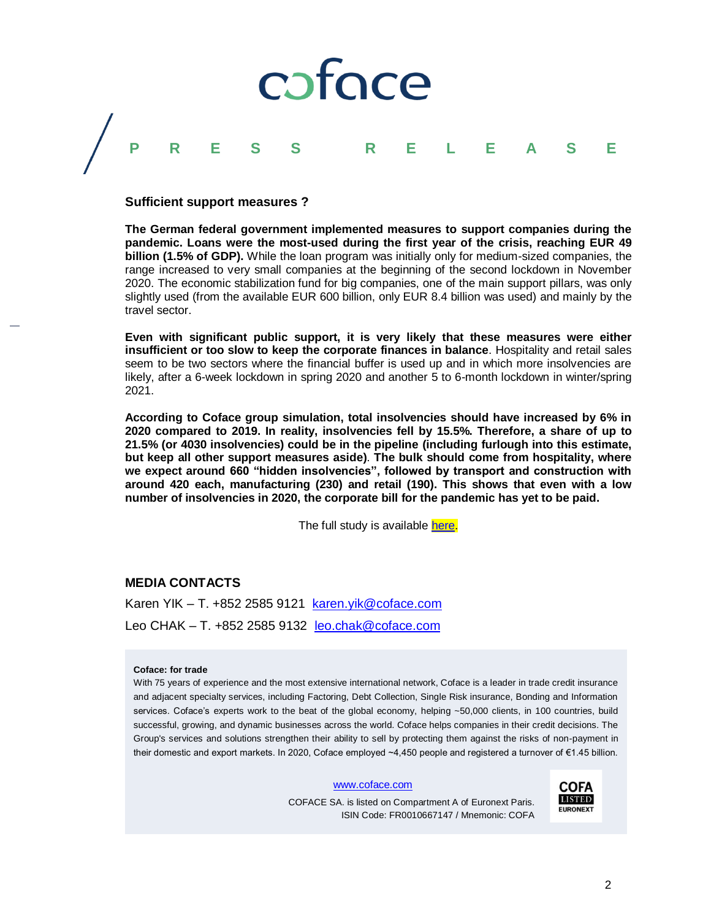**Sufficient support measures ?**

**The German federal government implemented measures to support companies during the pandemic. Loans were the most-used during the first year of the crisis, reaching EUR 49 billion (1.5% of GDP).** While the loan program was initially only for medium-sized companies, the range increased to very small companies at the beginning of the second lockdown in November 2020. The economic stabilization fund for big companies, one of the main support pillars, was only slightly used (from the available EUR 600 billion, only EUR 8.4 billion was used) and mainly by the travel sector.

**Even with significant public support, it is very likely that these measures were either insufficient or too slow to keep the corporate finances in balance**. Hospitality and retail sales seem to be two sectors where the financial buffer is used up and in which more insolvencies are likely, after a 6-week lockdown in spring 2020 and another 5 to 6-month lockdown in winter/spring 2021.

**According to Coface group simulation, total insolvencies should have increased by 6% in 2020 compared to 2019. In reality, insolvencies fell by 15.5%. Therefore, a share of up to 21.5% (or 4030 insolvencies) could be in the pipeline (including furlough into this estimate, but keep all other support measures aside)**. **The bulk should come from hospitality, where we expect around 660 "hidden insolvencies", followed by transport and construction with around 420 each, manufacturing (230) and retail (190). This shows that even with a low number of insolvencies in 2020, the corporate bill for the pandemic has yet to be paid.**

The full study is available here.

## MEDIA CONTACTS

Karen YIK – T. +852 2585 9121 karen.yik@coface.com

Leo CHAK – T. +852 2585 9132 leo.chak@coface.com

**Coface: for trade**

With 75 years of experience and the most extensive international network, Coface is a leader in trade credit insurance and adjacent specialty services, including Factoring, Debt Collection, Single Risk insurance, Bonding and Information services. Coface's experts work to the beat of the global economy, helping ~50,000 clients, in 100 countries, build successful, growing, and dynamic businesses across the world. Coface helps companies in their credit decisions. The Group's services and solutions strengthen their ability to sell by protecting them against the risks of non-payment in their domestic and export markets. In 2020, Coface employed ~4,450 people and registered a turnover of €1.45 billion.

www.coface.com

COFACE SA. is listed on Compartment A of Euronext Paris.
ISIN Code: FR0010667147 / Mnemonic: COFA

COFA LISTED EURONEXT